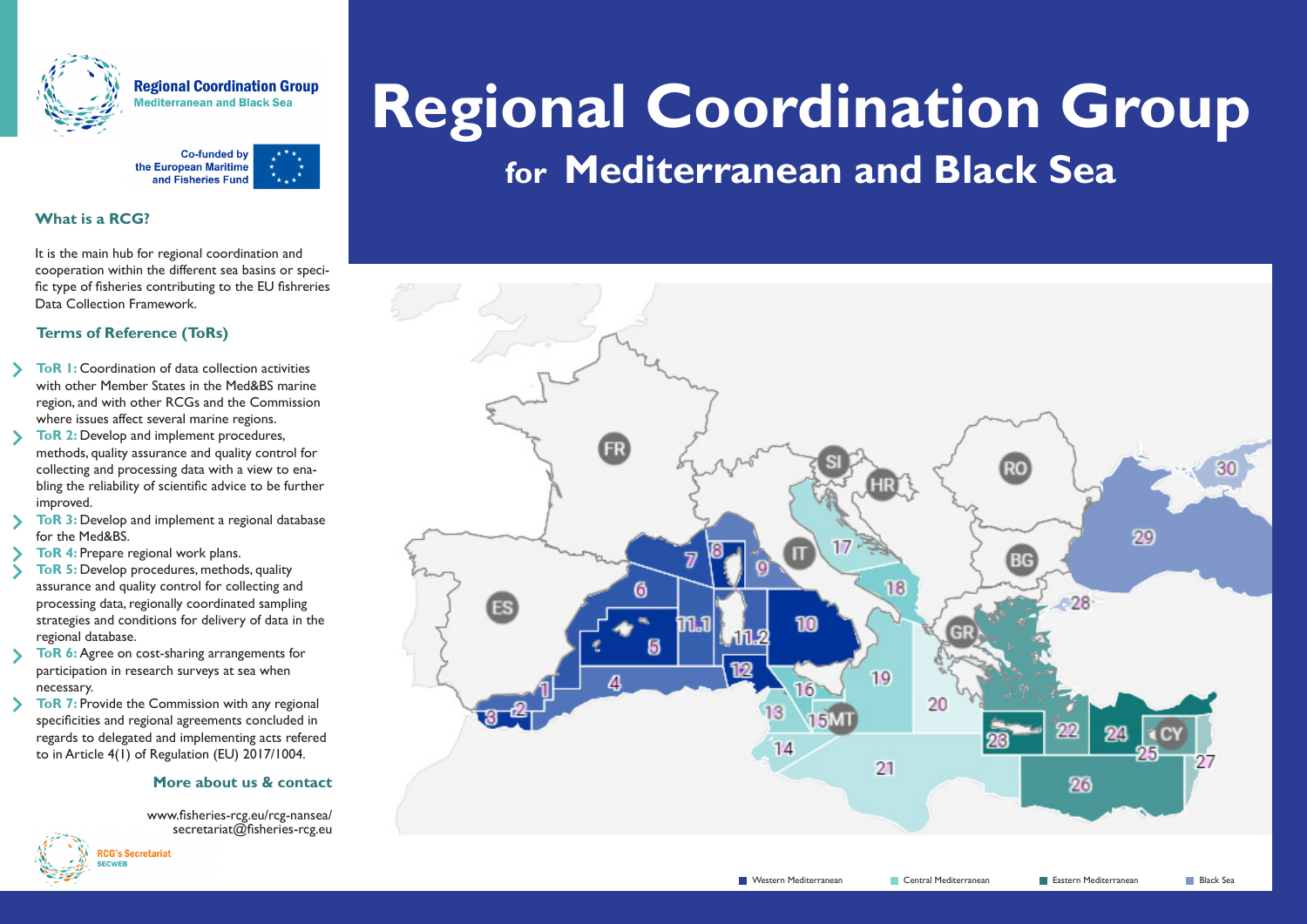# Regional Coordination Group
## for Mediterranean and Black Sea

**Regional Coordination Group**
**Mediterranean and Black Sea**

Co-funded by the European Maritime and Fisheries Fund

### What is a RCG?

It is the main hub for regional coordination and cooperation within the different sea basins or specific type of fisheries contributing to the EU fishreries Data Collection Framework.

### Terms of Reference (ToRs)

- **ToR 1:** Coordination of data collection activities with other Member States in the Med&BS marine region, and with other RCGs and the Commission where issues affect several marine regions.
- **ToR 2:** Develop and implement procedures, methods, quality assurance and quality control for collecting and processing data with a view to enabling the reliability of scientific advice to be further improved.
- **ToR 3:** Develop and implement a regional database for the Med&BS.
- **ToR 4:** Prepare regional work plans.
- **ToR 5:** Develop procedures, methods, quality assurance and quality control for collecting and processing data, regionally coordinated sampling strategies and conditions for delivery of data in the regional database.
- **ToR 6:** Agree on cost-sharing arrangements for participation in research surveys at sea when necessary.
- **ToR 7:** Provide the Commission with any regional specificities and regional agreements concluded in regards to delegated and implementing acts refered to in Article 4(1) of Regulation (EU) 2017/1004.

### More about us & contact

www.fisheries-rcg.eu/rcg-nansea/
secretariat@fisheries-rcg.eu

RCG's Secretariat
SECWEB

Western Mediterranean | Central Mediterranean | Eastern Mediterranean | Black Sea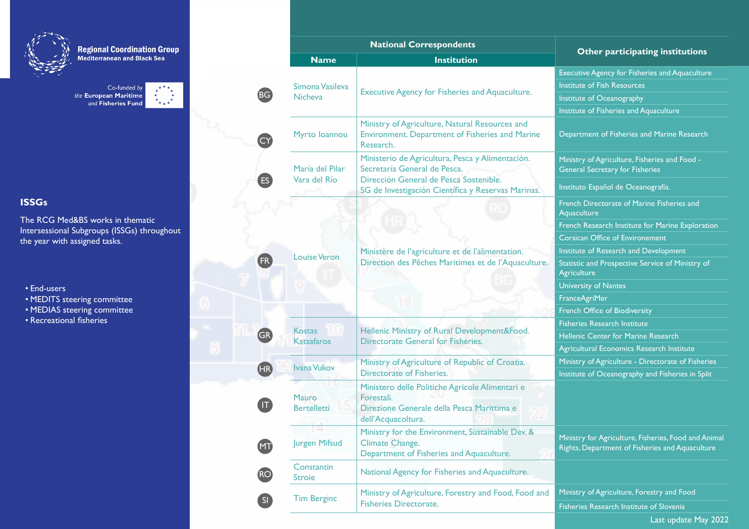**Regional Coordination Group**
**Mediterranean and Black Sea**

Co-funded by *the* **European Maritime** *and* **Fisheries Fund**

### ISSGs

The RCG Med&BS works in thematic Intersessional Subgroups (ISSGs) throughout the year with assigned tasks.

- End-users
- MEDITS steering committee
- MEDIAS steering committee
- Recreational fisheries

| | National Correspondents | | Other participating institutions |
|---|---|---|---|
| | **Name** | **Institution** | |
| BG | Simona Vasileva Nicheva | Executive Agency for Fisheries and Aquaculture. | Executive Agency for Fisheries and Aquaculture<br>Institute of Fish Resources<br>Institute of Oceanography<br>Institute of Fisheries and Aquaculture |
| CY | Myrto Ioannou | Ministry of Agriculture, Natural Resources and Environment. Department of Fisheries and Marine Research. | Department of Fisheries and Marine Research |
| ES | María del Pilar Vara del Río | Ministerio de Agricultura, Pesca y Alimentación. Secretaría General de Pesca. Dirección General de Pesca Sostenible. SG de Investigación Científica y Reservas Marinas. | Ministry of Agriculture, Fisheries and Food - General Secretary for Fisheries<br>Instituto Español de Oceanografía. |
| FR | Louise Veron | Ministère de l'agriculture et de l'alimentation. Direction des Pêches Maritimes et de l'Aquaculture. | French Directorate of Marine Fisheries and Aquaculture<br>French Research Institute for Marine Exploration<br>Corsican Office of Environement<br>Institute of Research and Development<br>Statistic and Prospective Service of Ministry of Agriculture<br>University of Nantes<br>FranceAgriMer<br>French Office of Biodiversity |
| GR | Kostas Katsafaros | Hellenic Ministry of Rural Development&Food. Directorate General for Fisheries. | Fisheries Research Institute<br>Hellenic Center for Marine Research<br>Agricultural Economics Research Institute |
| HR | Ivana Vukov | Ministry of Agriculture of Republic of Croatia. Directorate of Fisheries. | Ministry of Agriculture - Directorate of Fisheries<br>Institute of Oceanography and Fisheries in Split |
| IT | Mauro Bertelletti | Ministero delle Politiche Agricole Alimentari e Forestali. Direzione Generale della Pesca Marittima e dell'Acquacoltura. | |
| MT | Jurgen Mifsud | Ministry for the Environment, Sustainable Dev. & Climate Change. Department of Fisheries and Aquaculture. | Ministry for Agriculture, Fisheries, Food and Animal Rights, Department of Fisheries and Aquaculture |
| RO | Constantin Stroie | National Agency for Fisheries and Aquaculture. | |
| SI | Tim Berginc | Ministry of Agriculture, Forestry and Food, Food and Fisheries Directorate. | Ministry of Agriculture, Forestry and Food<br>Fisheries Research Institute of Slovenia |

Last update May 2022